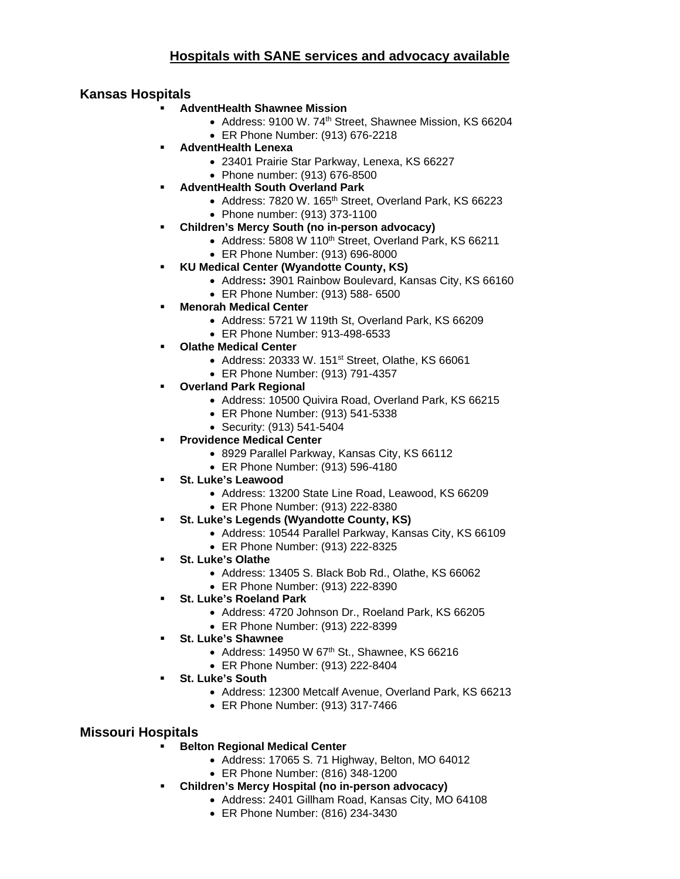# Hospitals with SANE services and advocacy available

## Kansas Hospitals

- **AdventHealth Shawnee Mission**
  - Address: 9100 W. 74th Street, Shawnee Mission, KS 66204
  - ER Phone Number: (913) 676-2218
- **AdventHealth Lenexa**
  - 23401 Prairie Star Parkway, Lenexa, KS 66227
  - Phone number: (913) 676-8500
- **AdventHealth South Overland Park**
  - Address: 7820 W. 165th Street, Overland Park, KS 66223
  - Phone number: (913) 373-1100
- **Children's Mercy South (no in-person advocacy)**
  - Address: 5808 W 110th Street, Overland Park, KS 66211
  - ER Phone Number: (913) 696-8000
- **KU Medical Center (Wyandotte County, KS)**
  - Address**:** 3901 Rainbow Boulevard, Kansas City, KS 66160
  - ER Phone Number: (913) 588- 6500
- **Menorah Medical Center**
  - Address: 5721 W 119th St, Overland Park, KS 66209
  - ER Phone Number: 913-498-6533
- **Olathe Medical Center**
  - Address: 20333 W. 151st Street, Olathe, KS 66061
  - ER Phone Number: (913) 791-4357
- **Overland Park Regional**
  - Address: 10500 Quivira Road, Overland Park, KS 66215
  - ER Phone Number: (913) 541-5338
  - Security: (913) 541-5404
- **Providence Medical Center**
  - 8929 Parallel Parkway, Kansas City, KS 66112
  - ER Phone Number: (913) 596-4180
- **St. Luke's Leawood**
  - Address: 13200 State Line Road, Leawood, KS 66209
  - ER Phone Number: (913) 222-8380
- **St. Luke's Legends (Wyandotte County, KS)**
  - Address: 10544 Parallel Parkway, Kansas City, KS 66109
  - ER Phone Number: (913) 222-8325
- **St. Luke's Olathe**
  - Address: 13405 S. Black Bob Rd., Olathe, KS 66062
  - ER Phone Number: (913) 222-8390
- **St. Luke's Roeland Park**
  - Address: 4720 Johnson Dr., Roeland Park, KS 66205
  - ER Phone Number: (913) 222-8399
- **St. Luke's Shawnee**
  - Address: 14950 W 67th St., Shawnee, KS 66216
  - ER Phone Number: (913) 222-8404
- **St. Luke's South**
  - Address: 12300 Metcalf Avenue, Overland Park, KS 66213
  - ER Phone Number: (913) 317-7466

## Missouri Hospitals

- **Belton Regional Medical Center**
  - Address: 17065 S. 71 Highway, Belton, MO 64012
  - ER Phone Number: (816) 348-1200
- **Children's Mercy Hospital (no in-person advocacy)**
  - Address: 2401 Gillham Road, Kansas City, MO 64108
  - ER Phone Number: (816) 234-3430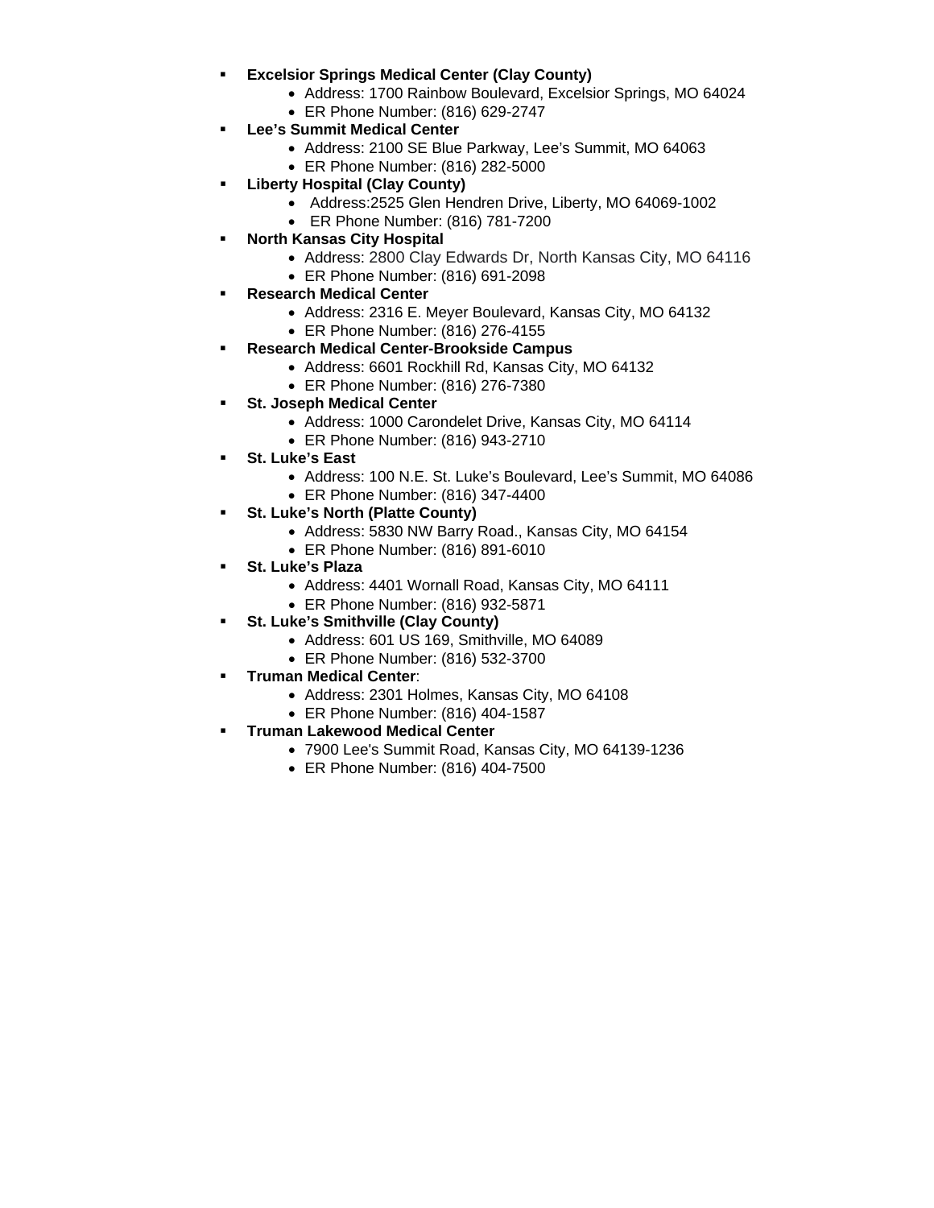- **Excelsior Springs Medical Center (Clay County)**
  - Address: 1700 Rainbow Boulevard, Excelsior Springs, MO 64024
  - ER Phone Number: (816) 629-2747
- **Lee's Summit Medical Center**
  - Address: 2100 SE Blue Parkway, Lee's Summit, MO 64063
  - ER Phone Number: (816) 282-5000
- **Liberty Hospital (Clay County)**
  - Address:2525 Glen Hendren Drive, Liberty, MO 64069-1002
  - ER Phone Number: (816) 781-7200
- **North Kansas City Hospital**
  - Address: 2800 Clay Edwards Dr, North Kansas City, MO 64116
  - ER Phone Number: (816) 691-2098
- **Research Medical Center**
  - Address: 2316 E. Meyer Boulevard, Kansas City, MO 64132
  - ER Phone Number: (816) 276-4155
- **Research Medical Center-Brookside Campus**
  - Address: 6601 Rockhill Rd, Kansas City, MO 64132
  - ER Phone Number: (816) 276-7380
- **St. Joseph Medical Center**
  - Address: 1000 Carondelet Drive, Kansas City, MO 64114
  - ER Phone Number: (816) 943-2710
- **St. Luke's East**
  - Address: 100 N.E. St. Luke's Boulevard, Lee's Summit, MO 64086
  - ER Phone Number: (816) 347-4400
- **St. Luke's North (Platte County)**
  - Address: 5830 NW Barry Road., Kansas City, MO 64154
  - ER Phone Number: (816) 891-6010
- **St. Luke's Plaza**
  - Address: 4401 Wornall Road, Kansas City, MO 64111
  - ER Phone Number: (816) 932-5871
- **St. Luke's Smithville (Clay County)**
  - Address: 601 US 169, Smithville, MO 64089
  - ER Phone Number: (816) 532-3700
- **Truman Medical Center**:
  - Address: 2301 Holmes, Kansas City, MO 64108
  - ER Phone Number: (816) 404-1587
- **Truman Lakewood Medical Center**
  - 7900 Lee's Summit Road, Kansas City, MO 64139-1236
  - ER Phone Number: (816) 404-7500